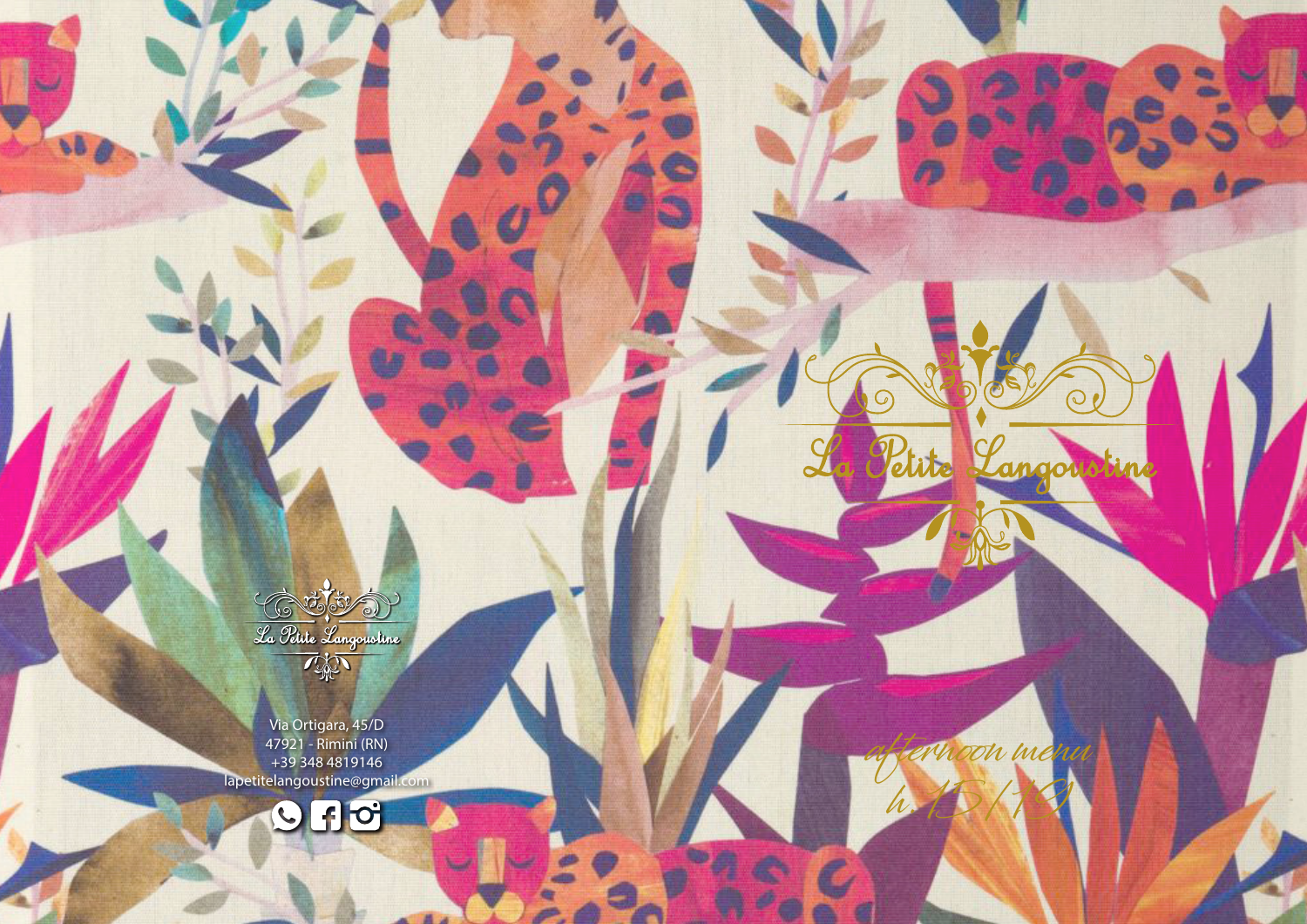# La Petite Langoustine

*afternoon menu*

*h 15/19*

La Petite Langoustine

Via Ortigara, 45/D
47921 - Rimini (RN)
+39 348 4819146
lapetitelangoustine@gmail.com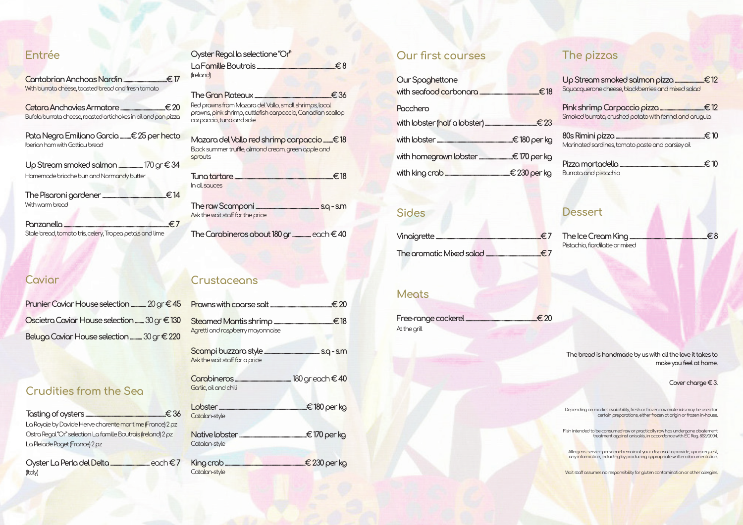## Entrée

Cantabrian Anchoas Nardin ........ € 17
With burrata cheese, toasted bread and fresh tomato

Cetara Anchovies Armatore ........ € 20
Bufala burrata cheese, roasted artichokes in oil and pan pizza

Pata Negra Emiliano Garcia ........ € 25 per hecto
Iberian ham with Gattiau bread

Up Stream smoked salmon ........ 170 gr € 34
Homemade brioche bun and Normandy butter

The Pisaroni gardener ........ € 14
With warm bread

Panzanella ........ € 7
Stale bread, tomato tris, celery, Tropea petals and lime

## Caviar

Prunier Caviar House selection ........ 20 gr € 45

Oscietra Caviar House selection ........ 30 gr € 130

Beluga Caviar House selection ........ 30 gr € 220

## Crudities from the Sea

Tasting of oysters ........ € 36
La Royale by Davide Herve charente maritime (France) 2 pz
Ostra Regal "Or" selection La famille Boutrais (Ireland) 2 pz
La Pleiade Poget (France) 2 pz

Oyster La Perla del Delta ........ each € 7
(Italy)

Oyster Regal la selectione "Or"
La Famille Boutrais ........ € 8
(Ireland)

The Gran Plateaux ........ € 36
Red prawns from Mazara del Vallo, small shrimps, local prawns, pink shrimp, cuttlefish carpaccio, Canadian scallop carpaccio, tuna and sole

Mazara del Vallo red shrimp carpaccio ........ € 18
Black summer truffle, almond cream, green apple and sprouts

Tuna tartare ........ € 18
In all sauces

The raw Scamponi ........ s.q - s.m
Ask the wait staff for the price

The Carabineros about 180 gr ........ each € 40

## Crustaceans

Prawns with coarse salt ........ € 20

Steamed Mantis shrimp ........ € 18
Agretti and raspberry mayonnaise

Scampi buzzara style ........ s.q - s.m
Ask the wait staff for a price

Carabineros ........ 180 gr each € 40
Garlic, oil and chili

Lobster ........ € 180 per kg
Catalan-style

Native lobster ........ € 170 per kg
Catalan-style

King crab ........ € 230 per kg
Catalan-style

## Our first courses

Our Spaghettone
with seafood carbonara ........ € 18

Pacchero
with lobster (half a lobster) ........ € 23

with lobster ........ € 180 per kg

with homegrown lobster ........ € 170 per kg

with king crab ........ € 230 per kg

## Sides

Vinaigrette ........ € 7

The aromatic Mixed salad ........ € 7

## Meats

Free-range cockerel ........ € 20
At the grill

## The pizzas

Up Stream smoked salmon pizza ........ € 12
Squacquerone cheese, blackberries and mixed salad

Pink shrimp Carpaccio pizza ........ € 12
Smoked burrata, crushed potato with fennel and arugula

80s Rimini pizza ........ € 10
Marinated sardines, tomato paste and parsley oil

Pizza mortadella ........ € 10
Burrata and pistachio

## Dessert

The Ice Cream King ........ € 8
Pistachio, fiordilatte or mixed

The bread is handmade by us with all the love it takes to make you feel at home.

Cover charge € 3.

Depending on market availability, fresh or frozen raw materials may be used for certain preparations, either frozen at origin or frozen in-house.

Fish intended to be consumed raw or practically raw has undergone abatement treatment against anisakis, in accordance with EC Reg. 853/2004.

Allergens: service personnel remain at your disposal to provide, upon request, any information, including by producing appropriate written documentation.

Wait staff assumes no responsibility for gluten contamination or other allergies.